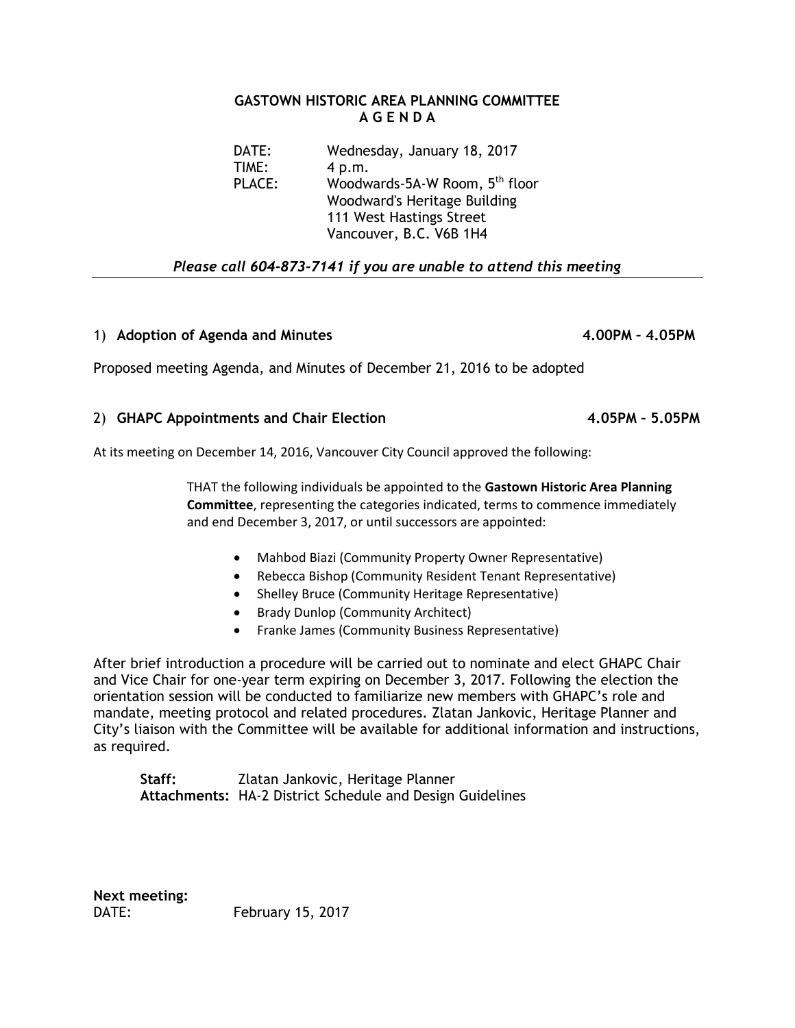# GASTOWN HISTORIC AREA PLANNING COMMITTEE
## A G E N D A

DATE: Wednesday, January 18, 2017
TIME: 4 p.m.
PLACE: Woodwards-5A-W Room, 5th floor
Woodward's Heritage Building
111 West Hastings Street
Vancouver, B.C. V6B 1H4

*Please call 604-873-7141 if you are unable to attend this meeting*

---

1) **Adoption of Agenda and Minutes** **4.00PM – 4.05PM**

Proposed meeting Agenda, and Minutes of December 21, 2016 to be adopted

2) **GHAPC Appointments and Chair Election** **4.05PM – 5.05PM**

At its meeting on December 14, 2016, Vancouver City Council approved the following:

> THAT the following individuals be appointed to the **Gastown Historic Area Planning Committee**, representing the categories indicated, terms to commence immediately and end December 3, 2017, or until successors are appointed:
>
> - Mahbod Biazi (Community Property Owner Representative)
> - Rebecca Bishop (Community Resident Tenant Representative)
> - Shelley Bruce (Community Heritage Representative)
> - Brady Dunlop (Community Architect)
> - Franke James (Community Business Representative)

After brief introduction a procedure will be carried out to nominate and elect GHAPC Chair and Vice Chair for one-year term expiring on December 3, 2017. Following the election the orientation session will be conducted to familiarize new members with GHAPC's role and mandate, meeting protocol and related procedures. Zlatan Jankovic, Heritage Planner and City's liaison with the Committee will be available for additional information and instructions, as required.

**Staff:** Zlatan Jankovic, Heritage Planner
**Attachments:** HA-2 District Schedule and Design Guidelines

**Next meeting:**
DATE: February 15, 2017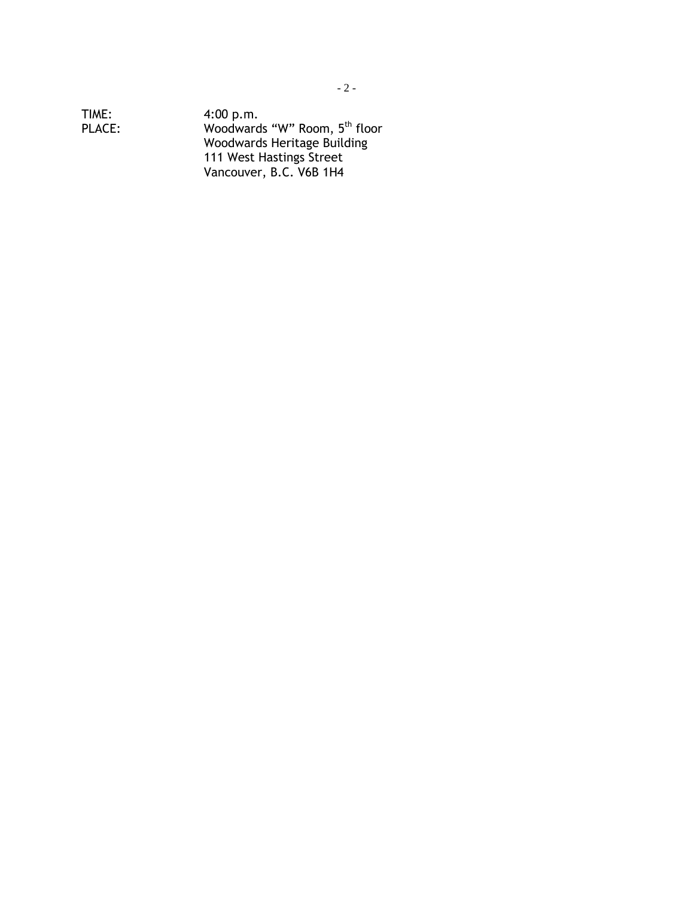TIME: 4:00 p.m.
PLACE: Woodwards "W" Room, 5th floor
Woodwards Heritage Building
111 West Hastings Street
Vancouver, B.C. V6B 1H4